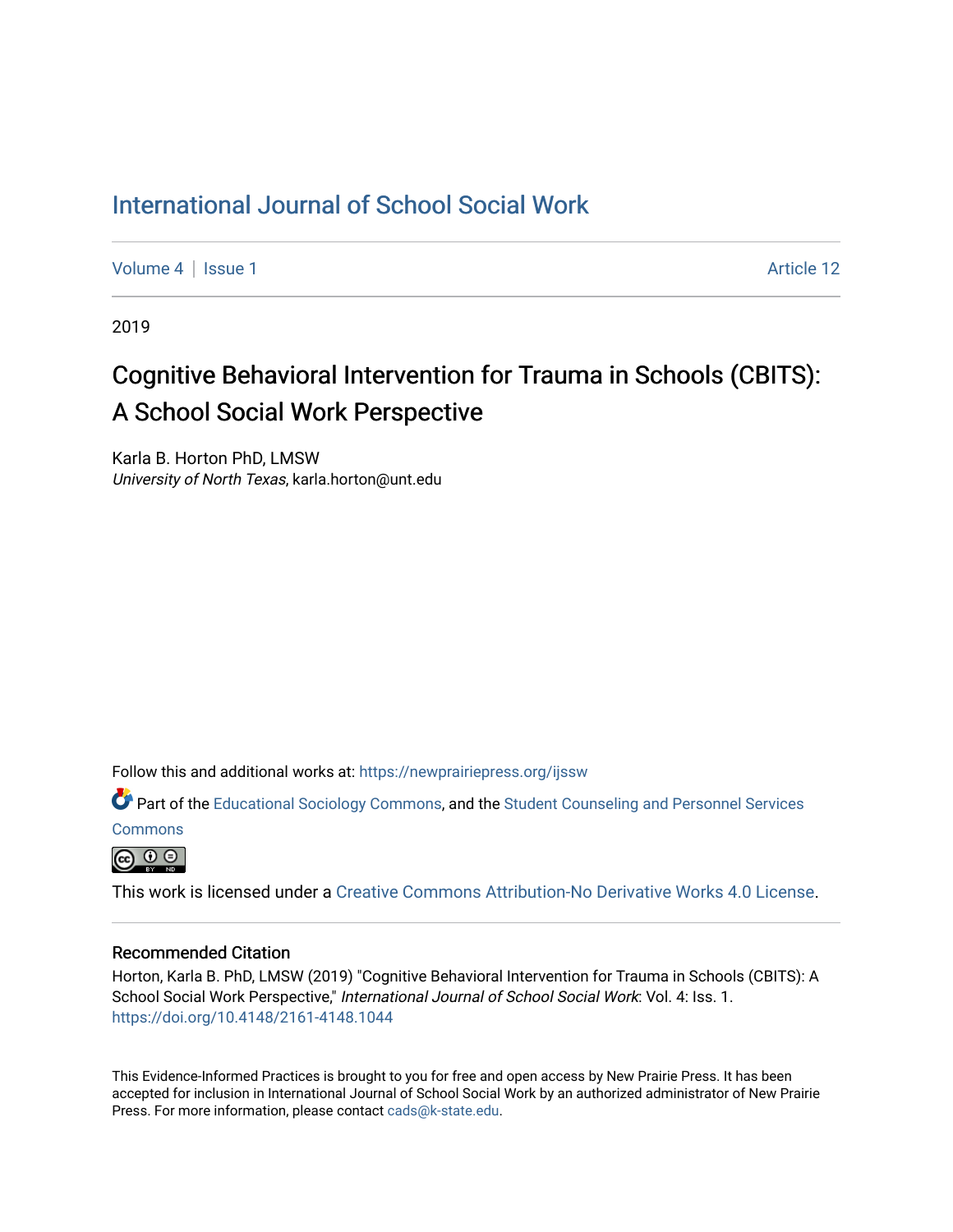# International Journal of School Social Work

Volume 4 | Issue 1 Article 12

2019

## Cognitive Behavioral Intervention for Trauma in Schools (CBITS): A School Social Work Perspective

Karla B. Horton PhD, LMSW
*University of North Texas*, karla.horton@unt.edu

Follow this and additional works at: https://newprairiepress.org/ijssw

Part of the Educational Sociology Commons, and the Student Counseling and Personnel Services Commons

This work is licensed under a Creative Commons Attribution-No Derivative Works 4.0 License.

### Recommended Citation

Horton, Karla B. PhD, LMSW (2019) "Cognitive Behavioral Intervention for Trauma in Schools (CBITS): A School Social Work Perspective," *International Journal of School Social Work*: Vol. 4: Iss. 1. https://doi.org/10.4148/2161-4148.1044

This Evidence-Informed Practices is brought to you for free and open access by New Prairie Press. It has been accepted for inclusion in International Journal of School Social Work by an authorized administrator of New Prairie Press. For more information, please contact cads@k-state.edu.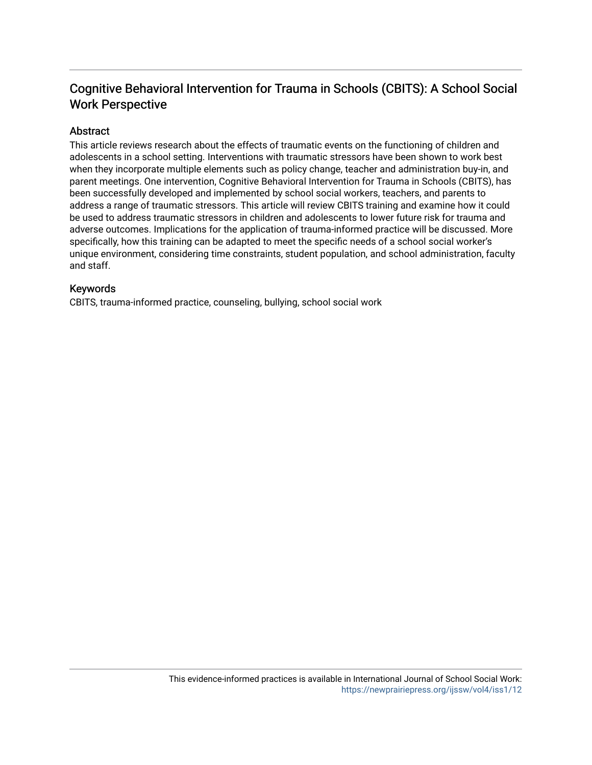# Cognitive Behavioral Intervention for Trauma in Schools (CBITS): A School Social Work Perspective

## Abstract

This article reviews research about the effects of traumatic events on the functioning of children and adolescents in a school setting. Interventions with traumatic stressors have been shown to work best when they incorporate multiple elements such as policy change, teacher and administration buy-in, and parent meetings. One intervention, Cognitive Behavioral Intervention for Trauma in Schools (CBITS), has been successfully developed and implemented by school social workers, teachers, and parents to address a range of traumatic stressors. This article will review CBITS training and examine how it could be used to address traumatic stressors in children and adolescents to lower future risk for trauma and adverse outcomes. Implications for the application of trauma-informed practice will be discussed. More specifically, how this training can be adapted to meet the specific needs of a school social worker's unique environment, considering time constraints, student population, and school administration, faculty and staff.

## Keywords

CBITS, trauma-informed practice, counseling, bullying, school social work

This evidence-informed practices is available in International Journal of School Social Work: https://newprairiepress.org/ijssw/vol4/iss1/12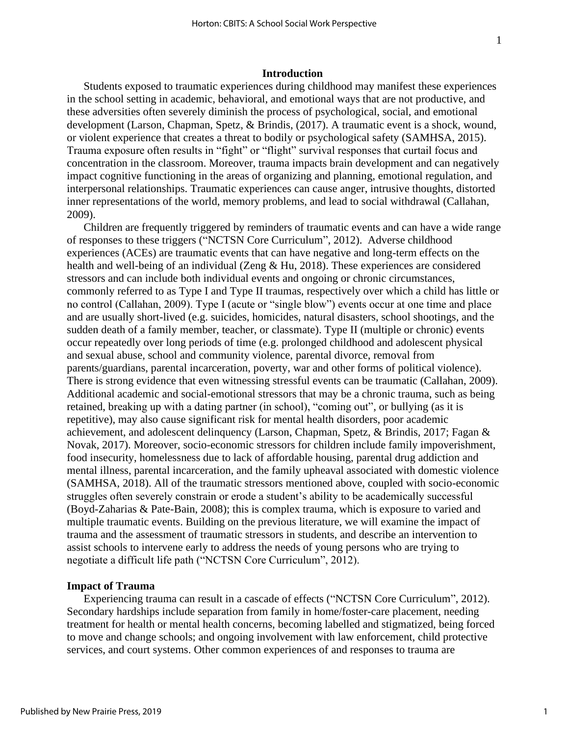## Introduction

Students exposed to traumatic experiences during childhood may manifest these experiences in the school setting in academic, behavioral, and emotional ways that are not productive, and these adversities often severely diminish the process of psychological, social, and emotional development (Larson, Chapman, Spetz, & Brindis, (2017). A traumatic event is a shock, wound, or violent experience that creates a threat to bodily or psychological safety (SAMHSA, 2015). Trauma exposure often results in "fight" or "flight" survival responses that curtail focus and concentration in the classroom. Moreover, trauma impacts brain development and can negatively impact cognitive functioning in the areas of organizing and planning, emotional regulation, and interpersonal relationships. Traumatic experiences can cause anger, intrusive thoughts, distorted inner representations of the world, memory problems, and lead to social withdrawal (Callahan, 2009).

Children are frequently triggered by reminders of traumatic events and can have a wide range of responses to these triggers ("NCTSN Core Curriculum", 2012). Adverse childhood experiences (ACEs) are traumatic events that can have negative and long-term effects on the health and well-being of an individual (Zeng & Hu, 2018). These experiences are considered stressors and can include both individual events and ongoing or chronic circumstances, commonly referred to as Type I and Type II traumas, respectively over which a child has little or no control (Callahan, 2009). Type I (acute or "single blow") events occur at one time and place and are usually short-lived (e.g. suicides, homicides, natural disasters, school shootings, and the sudden death of a family member, teacher, or classmate). Type II (multiple or chronic) events occur repeatedly over long periods of time (e.g. prolonged childhood and adolescent physical and sexual abuse, school and community violence, parental divorce, removal from parents/guardians, parental incarceration, poverty, war and other forms of political violence). There is strong evidence that even witnessing stressful events can be traumatic (Callahan, 2009). Additional academic and social-emotional stressors that may be a chronic trauma, such as being retained, breaking up with a dating partner (in school), "coming out", or bullying (as it is repetitive), may also cause significant risk for mental health disorders, poor academic achievement, and adolescent delinquency (Larson, Chapman, Spetz, & Brindis, 2017; Fagan & Novak, 2017). Moreover, socio-economic stressors for children include family impoverishment, food insecurity, homelessness due to lack of affordable housing, parental drug addiction and mental illness, parental incarceration, and the family upheaval associated with domestic violence (SAMHSA, 2018). All of the traumatic stressors mentioned above, coupled with socio-economic struggles often severely constrain or erode a student's ability to be academically successful (Boyd-Zaharias & Pate-Bain, 2008); this is complex trauma, which is exposure to varied and multiple traumatic events. Building on the previous literature, we will examine the impact of trauma and the assessment of traumatic stressors in students, and describe an intervention to assist schools to intervene early to address the needs of young persons who are trying to negotiate a difficult life path ("NCTSN Core Curriculum", 2012).

### Impact of Trauma

Experiencing trauma can result in a cascade of effects ("NCTSN Core Curriculum", 2012). Secondary hardships include separation from family in home/foster-care placement, needing treatment for health or mental health concerns, becoming labelled and stigmatized, being forced to move and change schools; and ongoing involvement with law enforcement, child protective services, and court systems. Other common experiences of and responses to trauma are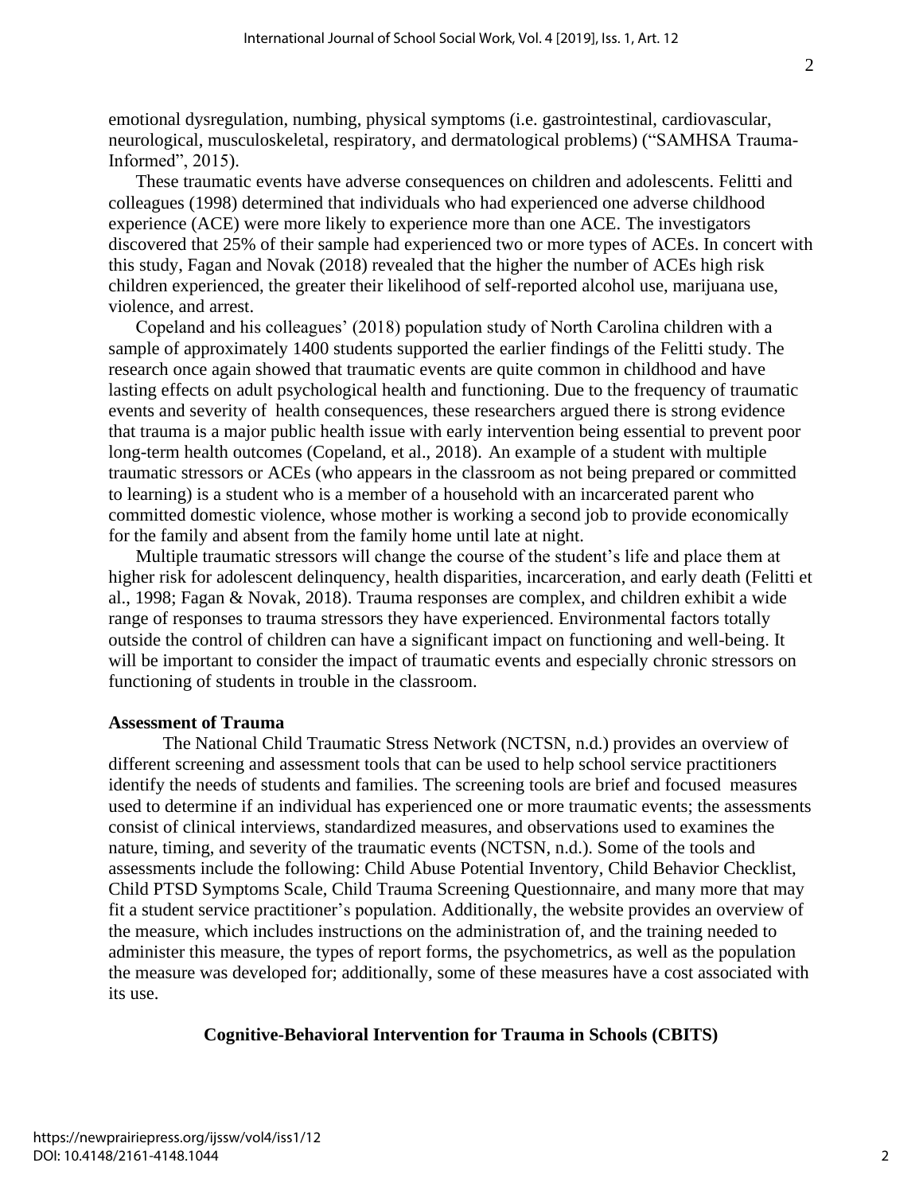emotional dysregulation, numbing, physical symptoms (i.e. gastrointestinal, cardiovascular, neurological, musculoskeletal, respiratory, and dermatological problems) ("SAMHSA Trauma-Informed", 2015).

These traumatic events have adverse consequences on children and adolescents. Felitti and colleagues (1998) determined that individuals who had experienced one adverse childhood experience (ACE) were more likely to experience more than one ACE. The investigators discovered that 25% of their sample had experienced two or more types of ACEs. In concert with this study, Fagan and Novak (2018) revealed that the higher the number of ACEs high risk children experienced, the greater their likelihood of self-reported alcohol use, marijuana use, violence, and arrest.

Copeland and his colleagues' (2018) population study of North Carolina children with a sample of approximately 1400 students supported the earlier findings of the Felitti study. The research once again showed that traumatic events are quite common in childhood and have lasting effects on adult psychological health and functioning. Due to the frequency of traumatic events and severity of health consequences, these researchers argued there is strong evidence that trauma is a major public health issue with early intervention being essential to prevent poor long-term health outcomes (Copeland, et al., 2018). An example of a student with multiple traumatic stressors or ACEs (who appears in the classroom as not being prepared or committed to learning) is a student who is a member of a household with an incarcerated parent who committed domestic violence, whose mother is working a second job to provide economically for the family and absent from the family home until late at night.

Multiple traumatic stressors will change the course of the student's life and place them at higher risk for adolescent delinquency, health disparities, incarceration, and early death (Felitti et al., 1998; Fagan & Novak, 2018). Trauma responses are complex, and children exhibit a wide range of responses to trauma stressors they have experienced. Environmental factors totally outside the control of children can have a significant impact on functioning and well-being. It will be important to consider the impact of traumatic events and especially chronic stressors on functioning of students in trouble in the classroom.

**Assessment of Trauma**

The National Child Traumatic Stress Network (NCTSN, n.d.) provides an overview of different screening and assessment tools that can be used to help school service practitioners identify the needs of students and families. The screening tools are brief and focused measures used to determine if an individual has experienced one or more traumatic events; the assessments consist of clinical interviews, standardized measures, and observations used to examines the nature, timing, and severity of the traumatic events (NCTSN, n.d.). Some of the tools and assessments include the following: Child Abuse Potential Inventory, Child Behavior Checklist, Child PTSD Symptoms Scale, Child Trauma Screening Questionnaire, and many more that may fit a student service practitioner's population. Additionally, the website provides an overview of the measure, which includes instructions on the administration of, and the training needed to administer this measure, the types of report forms, the psychometrics, as well as the population the measure was developed for; additionally, some of these measures have a cost associated with its use.

## Cognitive-Behavioral Intervention for Trauma in Schools (CBITS)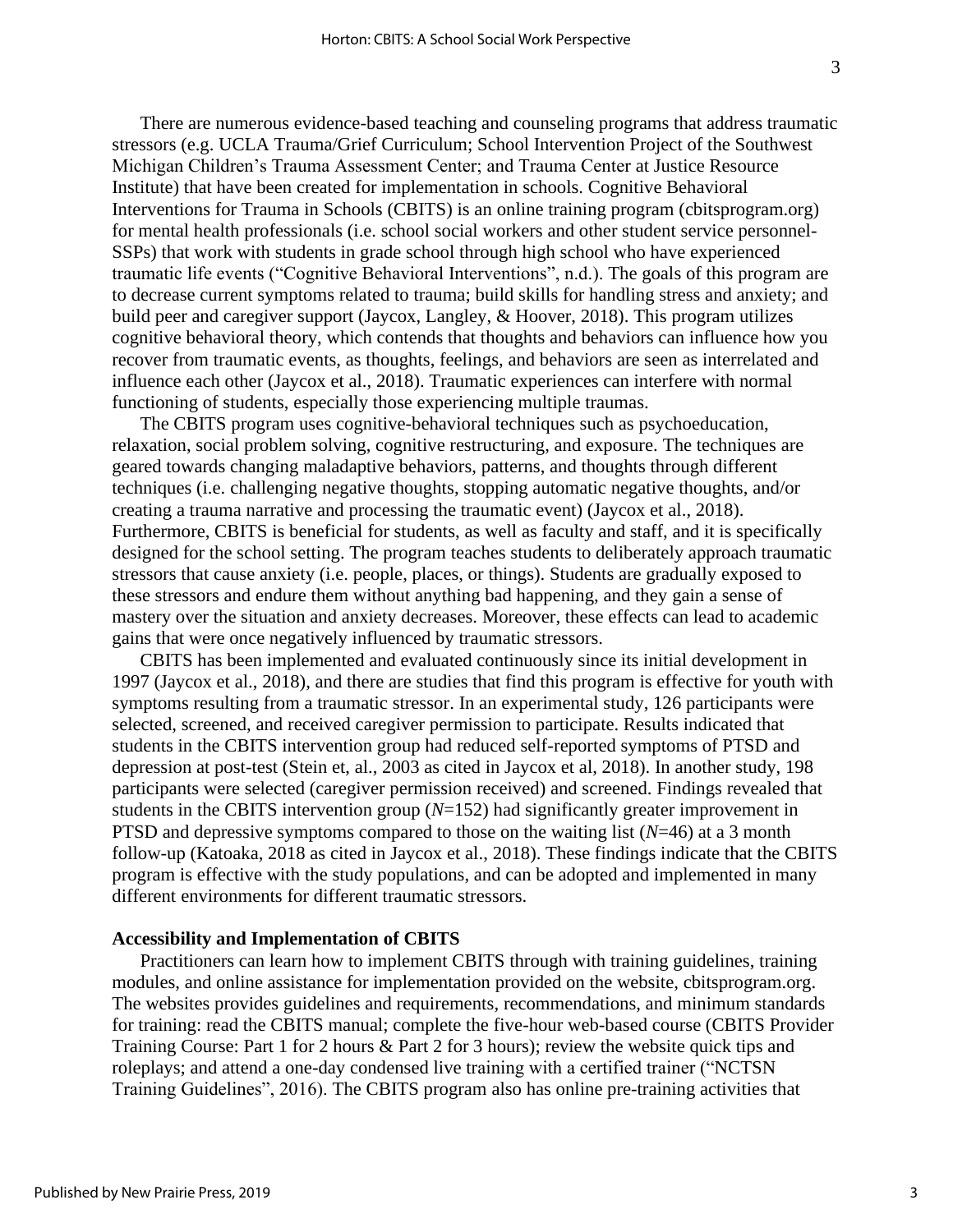There are numerous evidence-based teaching and counseling programs that address traumatic stressors (e.g. UCLA Trauma/Grief Curriculum; School Intervention Project of the Southwest Michigan Children's Trauma Assessment Center; and Trauma Center at Justice Resource Institute) that have been created for implementation in schools. Cognitive Behavioral Interventions for Trauma in Schools (CBITS) is an online training program (cbitsprogram.org) for mental health professionals (i.e. school social workers and other student service personnel-SSPs) that work with students in grade school through high school who have experienced traumatic life events ("Cognitive Behavioral Interventions", n.d.). The goals of this program are to decrease current symptoms related to trauma; build skills for handling stress and anxiety; and build peer and caregiver support (Jaycox, Langley, & Hoover, 2018). This program utilizes cognitive behavioral theory, which contends that thoughts and behaviors can influence how you recover from traumatic events, as thoughts, feelings, and behaviors are seen as interrelated and influence each other (Jaycox et al., 2018). Traumatic experiences can interfere with normal functioning of students, especially those experiencing multiple traumas.

The CBITS program uses cognitive-behavioral techniques such as psychoeducation, relaxation, social problem solving, cognitive restructuring, and exposure. The techniques are geared towards changing maladaptive behaviors, patterns, and thoughts through different techniques (i.e. challenging negative thoughts, stopping automatic negative thoughts, and/or creating a trauma narrative and processing the traumatic event) (Jaycox et al., 2018). Furthermore, CBITS is beneficial for students, as well as faculty and staff, and it is specifically designed for the school setting. The program teaches students to deliberately approach traumatic stressors that cause anxiety (i.e. people, places, or things). Students are gradually exposed to these stressors and endure them without anything bad happening, and they gain a sense of mastery over the situation and anxiety decreases. Moreover, these effects can lead to academic gains that were once negatively influenced by traumatic stressors.

CBITS has been implemented and evaluated continuously since its initial development in 1997 (Jaycox et al., 2018), and there are studies that find this program is effective for youth with symptoms resulting from a traumatic stressor. In an experimental study, 126 participants were selected, screened, and received caregiver permission to participate. Results indicated that students in the CBITS intervention group had reduced self-reported symptoms of PTSD and depression at post-test (Stein et, al., 2003 as cited in Jaycox et al, 2018). In another study, 198 participants were selected (caregiver permission received) and screened. Findings revealed that students in the CBITS intervention group ($N$=152) had significantly greater improvement in PTSD and depressive symptoms compared to those on the waiting list ($N$=46) at a 3 month follow-up (Katoaka, 2018 as cited in Jaycox et al., 2018). These findings indicate that the CBITS program is effective with the study populations, and can be adopted and implemented in many different environments for different traumatic stressors.

**Accessibility and Implementation of CBITS**

Practitioners can learn how to implement CBITS through with training guidelines, training modules, and online assistance for implementation provided on the website, cbitsprogram.org. The websites provides guidelines and requirements, recommendations, and minimum standards for training: read the CBITS manual; complete the five-hour web-based course (CBITS Provider Training Course: Part 1 for 2 hours & Part 2 for 3 hours); review the website quick tips and roleplays; and attend a one-day condensed live training with a certified trainer ("NCTSN Training Guidelines", 2016). The CBITS program also has online pre-training activities that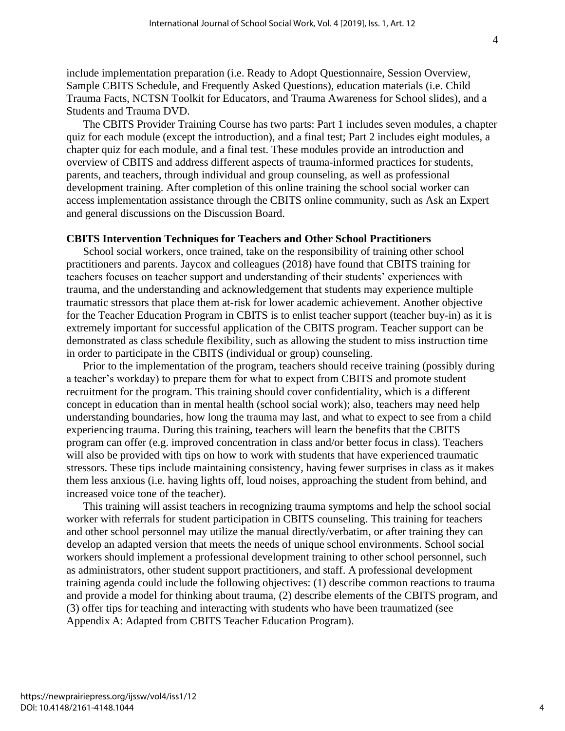include implementation preparation (i.e. Ready to Adopt Questionnaire, Session Overview, Sample CBITS Schedule, and Frequently Asked Questions), education materials (i.e. Child Trauma Facts, NCTSN Toolkit for Educators, and Trauma Awareness for School slides), and a Students and Trauma DVD.

The CBITS Provider Training Course has two parts: Part 1 includes seven modules, a chapter quiz for each module (except the introduction), and a final test; Part 2 includes eight modules, a chapter quiz for each module, and a final test. These modules provide an introduction and overview of CBITS and address different aspects of trauma-informed practices for students, parents, and teachers, through individual and group counseling, as well as professional development training. After completion of this online training the school social worker can access implementation assistance through the CBITS online community, such as Ask an Expert and general discussions on the Discussion Board.

**CBITS Intervention Techniques for Teachers and Other School Practitioners**

School social workers, once trained, take on the responsibility of training other school practitioners and parents. Jaycox and colleagues (2018) have found that CBITS training for teachers focuses on teacher support and understanding of their students' experiences with trauma, and the understanding and acknowledgement that students may experience multiple traumatic stressors that place them at-risk for lower academic achievement. Another objective for the Teacher Education Program in CBITS is to enlist teacher support (teacher buy-in) as it is extremely important for successful application of the CBITS program. Teacher support can be demonstrated as class schedule flexibility, such as allowing the student to miss instruction time in order to participate in the CBITS (individual or group) counseling.

Prior to the implementation of the program, teachers should receive training (possibly during a teacher's workday) to prepare them for what to expect from CBITS and promote student recruitment for the program. This training should cover confidentiality, which is a different concept in education than in mental health (school social work); also, teachers may need help understanding boundaries, how long the trauma may last, and what to expect to see from a child experiencing trauma. During this training, teachers will learn the benefits that the CBITS program can offer (e.g. improved concentration in class and/or better focus in class). Teachers will also be provided with tips on how to work with students that have experienced traumatic stressors. These tips include maintaining consistency, having fewer surprises in class as it makes them less anxious (i.e. having lights off, loud noises, approaching the student from behind, and increased voice tone of the teacher).

This training will assist teachers in recognizing trauma symptoms and help the school social worker with referrals for student participation in CBITS counseling. This training for teachers and other school personnel may utilize the manual directly/verbatim, or after training they can develop an adapted version that meets the needs of unique school environments. School social workers should implement a professional development training to other school personnel, such as administrators, other student support practitioners, and staff. A professional development training agenda could include the following objectives: (1) describe common reactions to trauma and provide a model for thinking about trauma, (2) describe elements of the CBITS program, and (3) offer tips for teaching and interacting with students who have been traumatized (see Appendix A: Adapted from CBITS Teacher Education Program).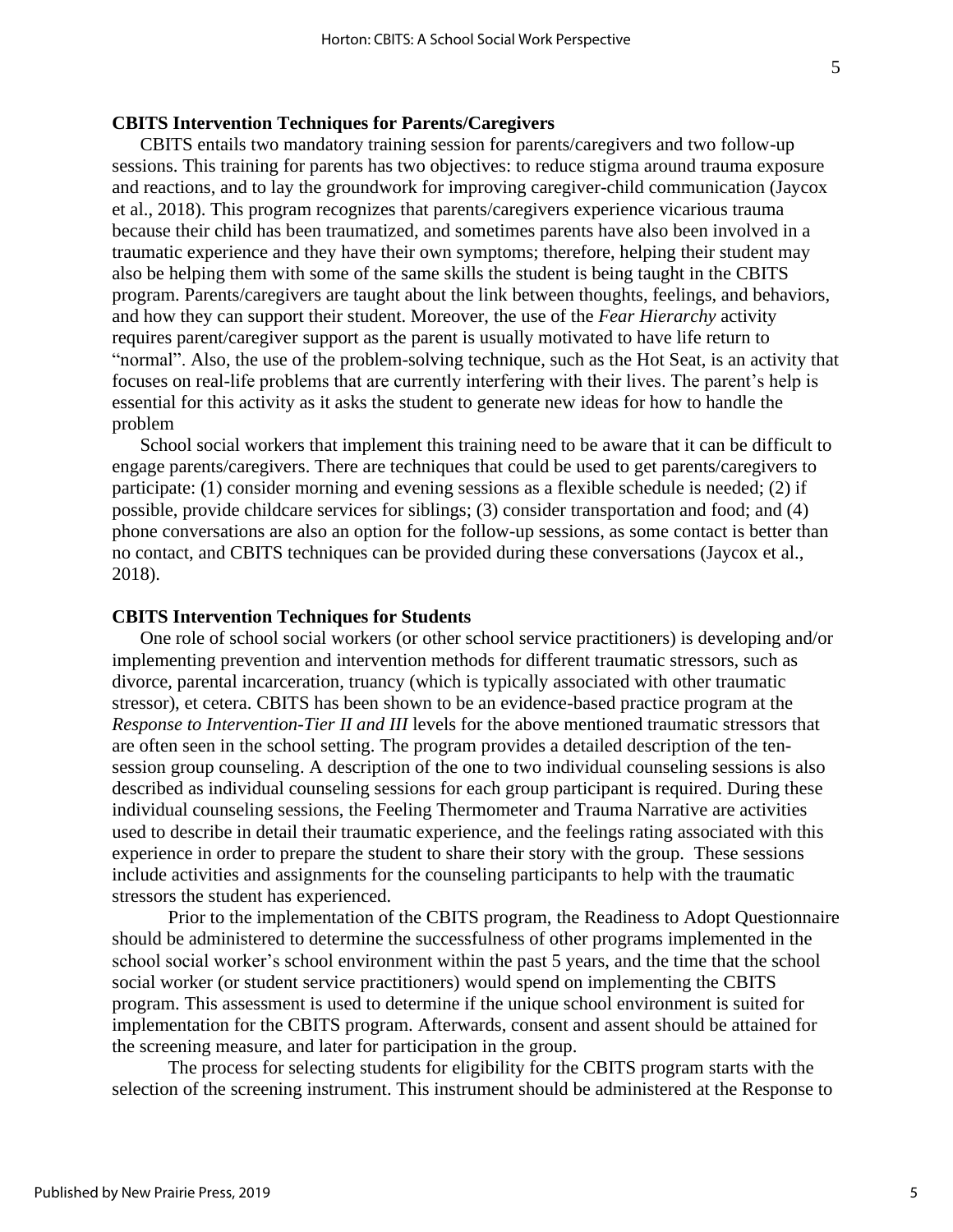**CBITS Intervention Techniques for Parents/Caregivers**

CBITS entails two mandatory training session for parents/caregivers and two follow-up sessions. This training for parents has two objectives: to reduce stigma around trauma exposure and reactions, and to lay the groundwork for improving caregiver-child communication (Jaycox et al., 2018). This program recognizes that parents/caregivers experience vicarious trauma because their child has been traumatized, and sometimes parents have also been involved in a traumatic experience and they have their own symptoms; therefore, helping their student may also be helping them with some of the same skills the student is being taught in the CBITS program. Parents/caregivers are taught about the link between thoughts, feelings, and behaviors, and how they can support their student. Moreover, the use of the *Fear Hierarchy* activity requires parent/caregiver support as the parent is usually motivated to have life return to "normal". Also, the use of the problem-solving technique, such as the Hot Seat, is an activity that focuses on real-life problems that are currently interfering with their lives. The parent's help is essential for this activity as it asks the student to generate new ideas for how to handle the problem

School social workers that implement this training need to be aware that it can be difficult to engage parents/caregivers. There are techniques that could be used to get parents/caregivers to participate: (1) consider morning and evening sessions as a flexible schedule is needed; (2) if possible, provide childcare services for siblings; (3) consider transportation and food; and (4) phone conversations are also an option for the follow-up sessions, as some contact is better than no contact, and CBITS techniques can be provided during these conversations (Jaycox et al., 2018).

**CBITS Intervention Techniques for Students**

One role of school social workers (or other school service practitioners) is developing and/or implementing prevention and intervention methods for different traumatic stressors, such as divorce, parental incarceration, truancy (which is typically associated with other traumatic stressor), et cetera. CBITS has been shown to be an evidence-based practice program at the *Response to Intervention-Tier II and III* levels for the above mentioned traumatic stressors that are often seen in the school setting. The program provides a detailed description of the ten-session group counseling. A description of the one to two individual counseling sessions is also described as individual counseling sessions for each group participant is required. During these individual counseling sessions, the Feeling Thermometer and Trauma Narrative are activities used to describe in detail their traumatic experience, and the feelings rating associated with this experience in order to prepare the student to share their story with the group. These sessions include activities and assignments for the counseling participants to help with the traumatic stressors the student has experienced.

Prior to the implementation of the CBITS program, the Readiness to Adopt Questionnaire should be administered to determine the successfulness of other programs implemented in the school social worker's school environment within the past 5 years, and the time that the school social worker (or student service practitioners) would spend on implementing the CBITS program. This assessment is used to determine if the unique school environment is suited for implementation for the CBITS program. Afterwards, consent and assent should be attained for the screening measure, and later for participation in the group.

The process for selecting students for eligibility for the CBITS program starts with the selection of the screening instrument. This instrument should be administered at the Response to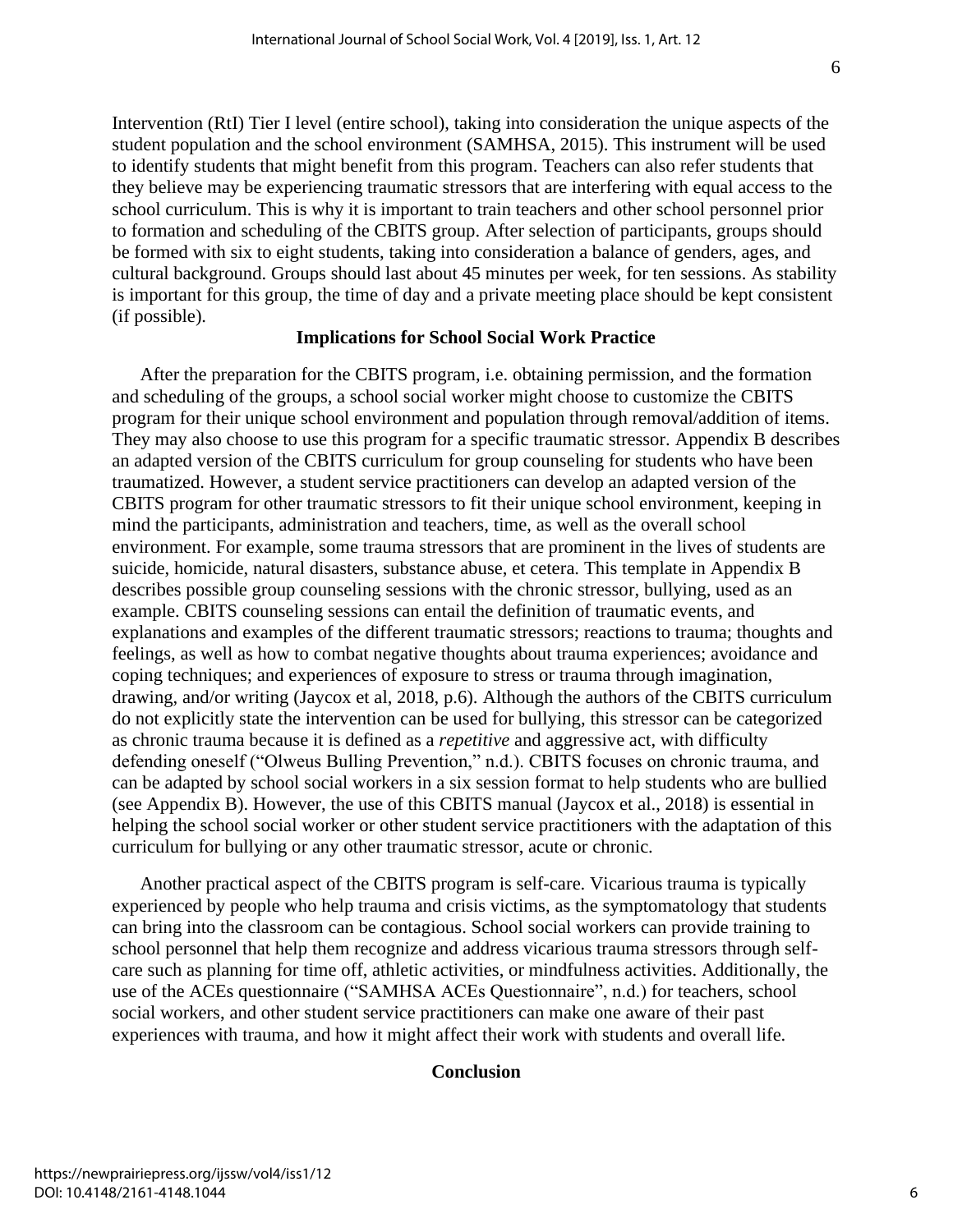Intervention (RtI) Tier I level (entire school), taking into consideration the unique aspects of the student population and the school environment (SAMHSA, 2015). This instrument will be used to identify students that might benefit from this program. Teachers can also refer students that they believe may be experiencing traumatic stressors that are interfering with equal access to the school curriculum. This is why it is important to train teachers and other school personnel prior to formation and scheduling of the CBITS group. After selection of participants, groups should be formed with six to eight students, taking into consideration a balance of genders, ages, and cultural background. Groups should last about 45 minutes per week, for ten sessions. As stability is important for this group, the time of day and a private meeting place should be kept consistent (if possible).

## Implications for School Social Work Practice

After the preparation for the CBITS program, i.e. obtaining permission, and the formation and scheduling of the groups, a school social worker might choose to customize the CBITS program for their unique school environment and population through removal/addition of items. They may also choose to use this program for a specific traumatic stressor. Appendix B describes an adapted version of the CBITS curriculum for group counseling for students who have been traumatized. However, a student service practitioners can develop an adapted version of the CBITS program for other traumatic stressors to fit their unique school environment, keeping in mind the participants, administration and teachers, time, as well as the overall school environment. For example, some trauma stressors that are prominent in the lives of students are suicide, homicide, natural disasters, substance abuse, et cetera. This template in Appendix B describes possible group counseling sessions with the chronic stressor, bullying, used as an example. CBITS counseling sessions can entail the definition of traumatic events, and explanations and examples of the different traumatic stressors; reactions to trauma; thoughts and feelings, as well as how to combat negative thoughts about trauma experiences; avoidance and coping techniques; and experiences of exposure to stress or trauma through imagination, drawing, and/or writing (Jaycox et al, 2018, p.6). Although the authors of the CBITS curriculum do not explicitly state the intervention can be used for bullying, this stressor can be categorized as chronic trauma because it is defined as a *repetitive* and aggressive act, with difficulty defending oneself ("Olweus Bulling Prevention," n.d.). CBITS focuses on chronic trauma, and can be adapted by school social workers in a six session format to help students who are bullied (see Appendix B). However, the use of this CBITS manual (Jaycox et al., 2018) is essential in helping the school social worker or other student service practitioners with the adaptation of this curriculum for bullying or any other traumatic stressor, acute or chronic.

Another practical aspect of the CBITS program is self-care. Vicarious trauma is typically experienced by people who help trauma and crisis victims, as the symptomatology that students can bring into the classroom can be contagious. School social workers can provide training to school personnel that help them recognize and address vicarious trauma stressors through self-care such as planning for time off, athletic activities, or mindfulness activities. Additionally, the use of the ACEs questionnaire ("SAMHSA ACEs Questionnaire", n.d.) for teachers, school social workers, and other student service practitioners can make one aware of their past experiences with trauma, and how it might affect their work with students and overall life.

## Conclusion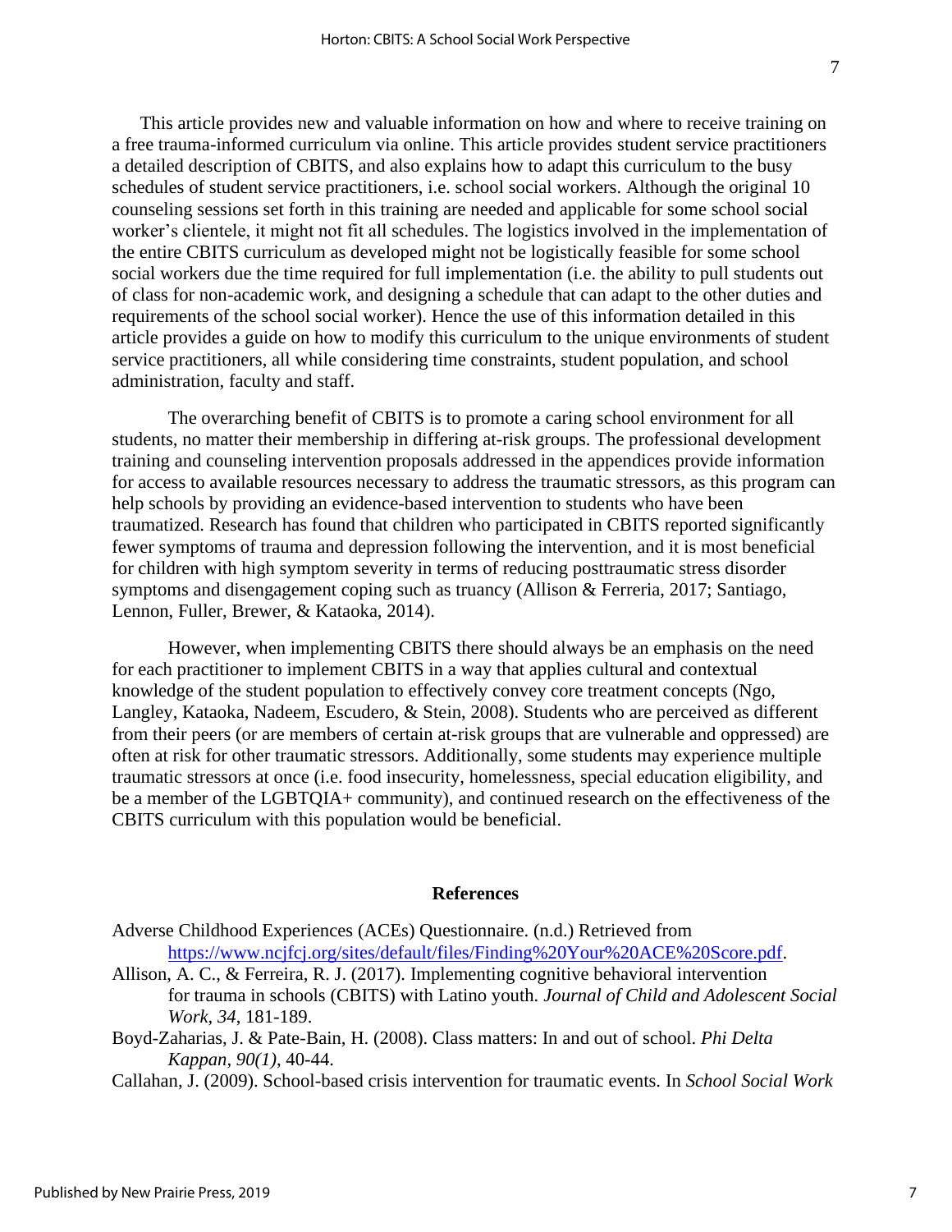This article provides new and valuable information on how and where to receive training on a free trauma-informed curriculum via online. This article provides student service practitioners a detailed description of CBITS, and also explains how to adapt this curriculum to the busy schedules of student service practitioners, i.e. school social workers. Although the original 10 counseling sessions set forth in this training are needed and applicable for some school social worker's clientele, it might not fit all schedules. The logistics involved in the implementation of the entire CBITS curriculum as developed might not be logistically feasible for some school social workers due the time required for full implementation (i.e. the ability to pull students out of class for non-academic work, and designing a schedule that can adapt to the other duties and requirements of the school social worker). Hence the use of this information detailed in this article provides a guide on how to modify this curriculum to the unique environments of student service practitioners, all while considering time constraints, student population, and school administration, faculty and staff.

The overarching benefit of CBITS is to promote a caring school environment for all students, no matter their membership in differing at-risk groups. The professional development training and counseling intervention proposals addressed in the appendices provide information for access to available resources necessary to address the traumatic stressors, as this program can help schools by providing an evidence-based intervention to students who have been traumatized. Research has found that children who participated in CBITS reported significantly fewer symptoms of trauma and depression following the intervention, and it is most beneficial for children with high symptom severity in terms of reducing posttraumatic stress disorder symptoms and disengagement coping such as truancy (Allison & Ferreria, 2017; Santiago, Lennon, Fuller, Brewer, & Kataoka, 2014).

However, when implementing CBITS there should always be an emphasis on the need for each practitioner to implement CBITS in a way that applies cultural and contextual knowledge of the student population to effectively convey core treatment concepts (Ngo, Langley, Kataoka, Nadeem, Escudero, & Stein, 2008). Students who are perceived as different from their peers (or are members of certain at-risk groups that are vulnerable and oppressed) are often at risk for other traumatic stressors. Additionally, some students may experience multiple traumatic stressors at once (i.e. food insecurity, homelessness, special education eligibility, and be a member of the LGBTQIA+ community), and continued research on the effectiveness of the CBITS curriculum with this population would be beneficial.

## References

Adverse Childhood Experiences (ACEs) Questionnaire. (n.d.) Retrieved from https://www.ncjfcj.org/sites/default/files/Finding%20Your%20ACE%20Score.pdf.

Allison, A. C., & Ferreira, R. J. (2017). Implementing cognitive behavioral intervention for trauma in schools (CBITS) with Latino youth. *Journal of Child and Adolescent Social Work*, *34*, 181-189.

Boyd-Zaharias, J. & Pate-Bain, H. (2008). Class matters: In and out of school. *Phi Delta Kappan, 90(1)*, 40-44.

Callahan, J. (2009). School-based crisis intervention for traumatic events. In *School Social Work*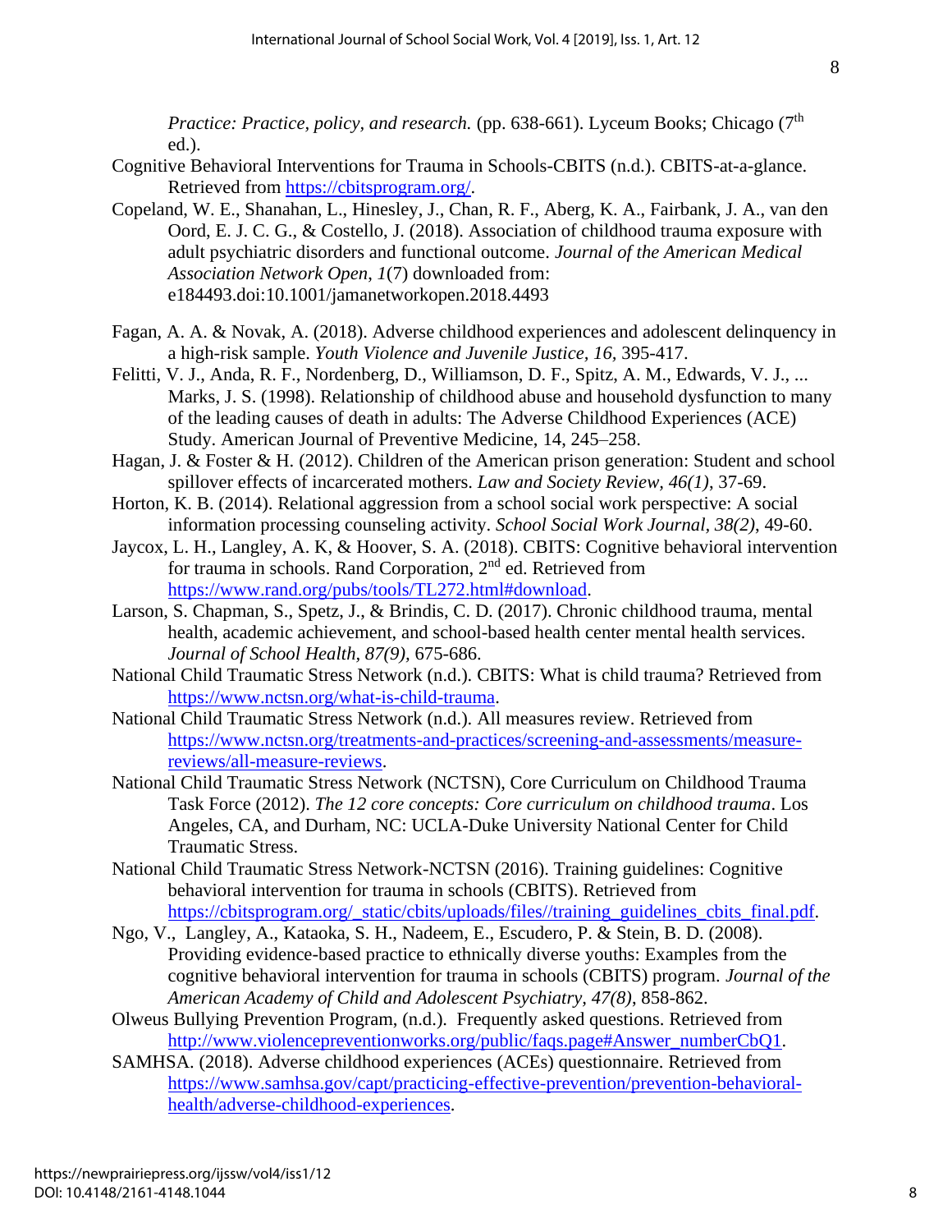*Practice: Practice, policy, and research.* (pp. 638-661). Lyceum Books; Chicago (7th ed.).

Cognitive Behavioral Interventions for Trauma in Schools-CBITS (n.d.). CBITS-at-a-glance. Retrieved from https://cbitsprogram.org/.

Copeland, W. E., Shanahan, L., Hinesley, J., Chan, R. F., Aberg, K. A., Fairbank, J. A., van den Oord, E. J. C. G., & Costello, J. (2018). Association of childhood trauma exposure with adult psychiatric disorders and functional outcome. *Journal of the American Medical Association Network Open*, *1*(7) downloaded from: e184493.doi:10.1001/jamanetworkopen.2018.4493

Fagan, A. A. & Novak, A. (2018). Adverse childhood experiences and adolescent delinquency in a high-risk sample. *Youth Violence and Juvenile Justice, 16,* 395-417.

Felitti, V. J., Anda, R. F., Nordenberg, D., Williamson, D. F., Spitz, A. M., Edwards, V. J., ... Marks, J. S. (1998). Relationship of childhood abuse and household dysfunction to many of the leading causes of death in adults: The Adverse Childhood Experiences (ACE) Study. American Journal of Preventive Medicine, 14, 245–258.

Hagan, J. & Foster & H. (2012). Children of the American prison generation: Student and school spillover effects of incarcerated mothers. *Law and Society Review, 46(1)*, 37-69.

Horton, K. B. (2014). Relational aggression from a school social work perspective: A social information processing counseling activity. *School Social Work Journal, 38(2),* 49-60.

Jaycox, L. H., Langley, A. K, & Hoover, S. A. (2018). CBITS: Cognitive behavioral intervention for trauma in schools. Rand Corporation, 2nd ed. Retrieved from https://www.rand.org/pubs/tools/TL272.html#download.

Larson, S. Chapman, S., Spetz, J., & Brindis, C. D. (2017). Chronic childhood trauma, mental health, academic achievement, and school-based health center mental health services. *Journal of School Health, 87(9),* 675-686.

National Child Traumatic Stress Network (n.d.). CBITS: What is child trauma? Retrieved from https://www.nctsn.org/what-is-child-trauma.

National Child Traumatic Stress Network (n.d.). All measures review. Retrieved from https://www.nctsn.org/treatments-and-practices/screening-and-assessments/measure-reviews/all-measure-reviews.

National Child Traumatic Stress Network (NCTSN), Core Curriculum on Childhood Trauma Task Force (2012). *The 12 core concepts: Core curriculum on childhood trauma*. Los Angeles, CA, and Durham, NC: UCLA-Duke University National Center for Child Traumatic Stress.

National Child Traumatic Stress Network-NCTSN (2016). Training guidelines: Cognitive behavioral intervention for trauma in schools (CBITS). Retrieved from https://cbitsprogram.org/_static/cbits/uploads/files//training_guidelines_cbits_final.pdf.

Ngo, V., Langley, A., Kataoka, S. H., Nadeem, E., Escudero, P. & Stein, B. D. (2008). Providing evidence-based practice to ethnically diverse youths: Examples from the cognitive behavioral intervention for trauma in schools (CBITS) program. *Journal of the American Academy of Child and Adolescent Psychiatry, 47(8)*, 858-862.

Olweus Bullying Prevention Program, (n.d.). Frequently asked questions. Retrieved from http://www.violencepreventionworks.org/public/faqs.page#Answer_numberCbQ1.

SAMHSA. (2018). Adverse childhood experiences (ACEs) questionnaire. Retrieved from https://www.samhsa.gov/capt/practicing-effective-prevention/prevention-behavioral-health/adverse-childhood-experiences.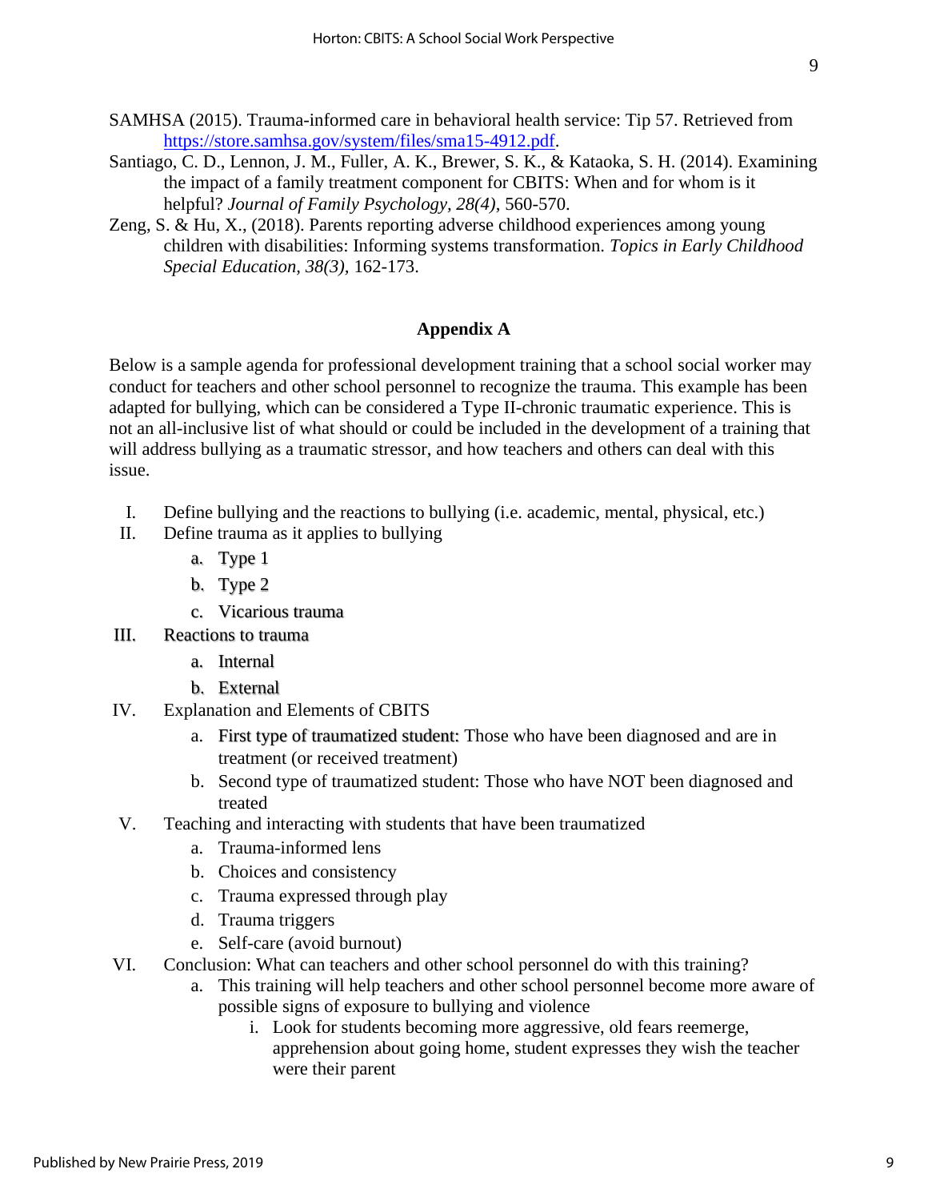SAMHSA (2015). Trauma-informed care in behavioral health service: Tip 57. Retrieved from https://store.samhsa.gov/system/files/sma15-4912.pdf.

Santiago, C. D., Lennon, J. M., Fuller, A. K., Brewer, S. K., & Kataoka, S. H. (2014). Examining the impact of a family treatment component for CBITS: When and for whom is it helpful? *Journal of Family Psychology, 28(4)*, 560-570.

Zeng, S. & Hu, X., (2018). Parents reporting adverse childhood experiences among young children with disabilities: Informing systems transformation. *Topics in Early Childhood Special Education, 38(3),* 162-173.

## Appendix A

Below is a sample agenda for professional development training that a school social worker may conduct for teachers and other school personnel to recognize the trauma. This example has been adapted for bullying, which can be considered a Type II-chronic traumatic experience. This is not an all-inclusive list of what should or could be included in the development of a training that will address bullying as a traumatic stressor, and how teachers and others can deal with this issue.

I. Define bullying and the reactions to bullying (i.e. academic, mental, physical, etc.)

II. Define trauma as it applies to bullying
   - a. Type 1
   - b. Type 2
   - c. Vicarious trauma

III. Reactions to trauma
   - a. Internal
   - b. External

IV. Explanation and Elements of CBITS
   - a. First type of traumatized student: Those who have been diagnosed and are in treatment (or received treatment)
   - b. Second type of traumatized student: Those who have NOT been diagnosed and treated

V. Teaching and interacting with students that have been traumatized
   - a. Trauma-informed lens
   - b. Choices and consistency
   - c. Trauma expressed through play
   - d. Trauma triggers
   - e. Self-care (avoid burnout)

VI. Conclusion: What can teachers and other school personnel do with this training?
   - a. This training will help teachers and other school personnel become more aware of possible signs of exposure to bullying and violence
     - i. Look for students becoming more aggressive, old fears reemerge, apprehension about going home, student expresses they wish the teacher were their parent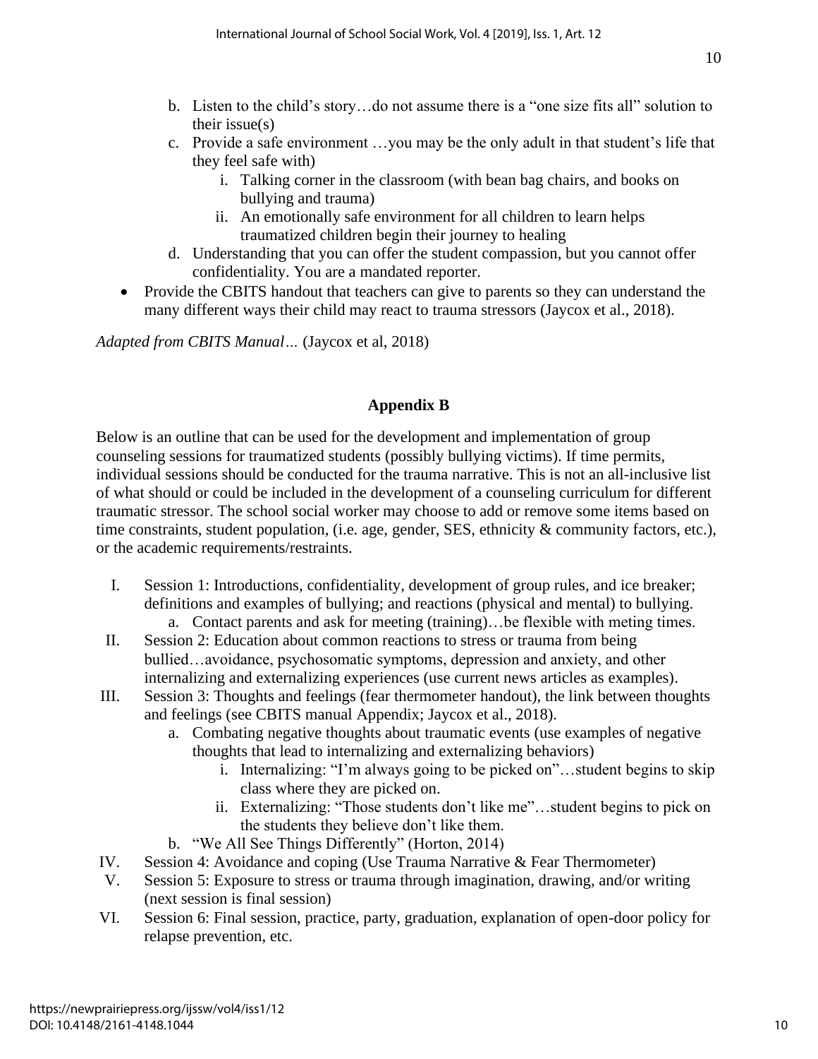b. Listen to the child's story…do not assume there is a "one size fits all" solution to their issue(s)

c. Provide a safe environment …you may be the only adult in that student's life that they feel safe with)

   i. Talking corner in the classroom (with bean bag chairs, and books on bullying and trauma)

   ii. An emotionally safe environment for all children to learn helps traumatized children begin their journey to healing

d. Understanding that you can offer the student compassion, but you cannot offer confidentiality. You are a mandated reporter.

- Provide the CBITS handout that teachers can give to parents so they can understand the many different ways their child may react to trauma stressors (Jaycox et al., 2018).

*Adapted from CBITS Manual…* (Jaycox et al, 2018)

## Appendix B

Below is an outline that can be used for the development and implementation of group counseling sessions for traumatized students (possibly bullying victims). If time permits, individual sessions should be conducted for the trauma narrative. This is not an all-inclusive list of what should or could be included in the development of a counseling curriculum for different traumatic stressor. The school social worker may choose to add or remove some items based on time constraints, student population, (i.e. age, gender, SES, ethnicity & community factors, etc.), or the academic requirements/restraints.

I. Session 1: Introductions, confidentiality, development of group rules, and ice breaker; definitions and examples of bullying; and reactions (physical and mental) to bullying.
   a. Contact parents and ask for meeting (training)…be flexible with meting times.

II. Session 2: Education about common reactions to stress or trauma from being bullied…avoidance, psychosomatic symptoms, depression and anxiety, and other internalizing and externalizing experiences (use current news articles as examples).

III. Session 3: Thoughts and feelings (fear thermometer handout), the link between thoughts and feelings (see CBITS manual Appendix; Jaycox et al., 2018).
   a. Combating negative thoughts about traumatic events (use examples of negative thoughts that lead to internalizing and externalizing behaviors)
      i. Internalizing: "I'm always going to be picked on"…student begins to skip class where they are picked on.
      ii. Externalizing: "Those students don't like me"…student begins to pick on the students they believe don't like them.
   b. "We All See Things Differently" (Horton, 2014)

IV. Session 4: Avoidance and coping (Use Trauma Narrative & Fear Thermometer)

V. Session 5: Exposure to stress or trauma through imagination, drawing, and/or writing (next session is final session)

VI. Session 6: Final session, practice, party, graduation, explanation of open-door policy for relapse prevention, etc.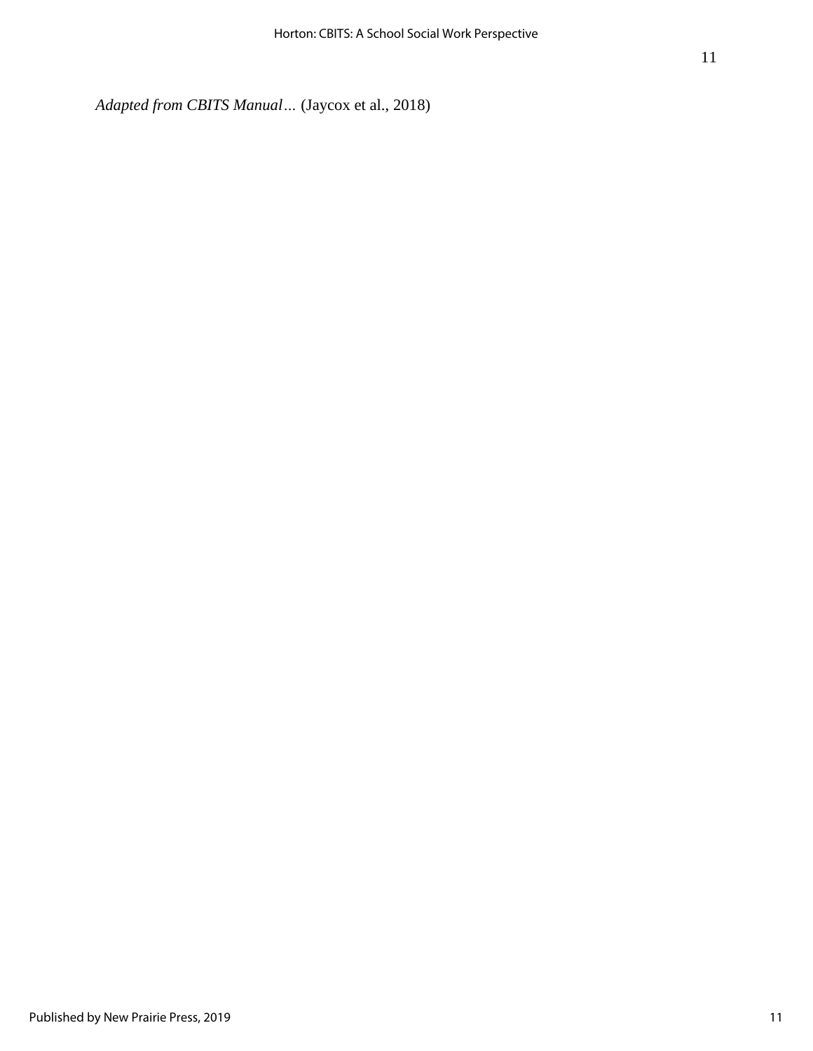*Adapted from CBITS Manual…* (Jaycox et al., 2018)